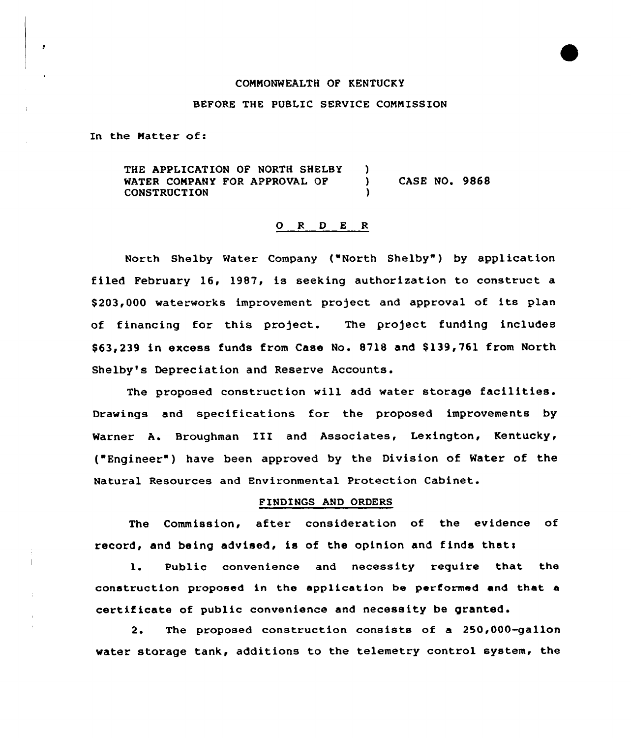COMMONWEALTH OF KENTUCKY

BEFORE THE PUBLIC SERVICE COMMISSION

In the Matter of:

THE APPLICATION OF NORTH SHELBY WATER COMPANY FOR APPROVAL OF CONSTRUCTION ) CASE NO. 9868

## O R D E R

North Shelby Water Company ("North Shelby") by application filed February 16, 1987, is seeking authorization to construct a $203,000 waterworks improvement project and approval of its plan of financing for this project. The project funding includes $63,239 in excess funds from Case No. 8718 and $139,761 from North Shelby's Depreciation and Reserve Accounts.

The proposed construction will add water storage facilities. Drawings and specifications for the proposed improvements by Warner A. Broughman III and Associates, Lexington, Kentucky, ("Engineer") have been approved by the Division of Water of the Natural Resources and Environmental Protection Cabinet.

### FINDINGS AND ORDERS

The Commission, after consideration of the evidence of record, and being advised, is of the opinion and finds that:

1. Public convenience and necessity require that the construction proposed in the application be performed and that a certificate of public convenience and necessity be granted.

2. The proposed construction consists of a 250,000-gallon water storage tank, additions to the telemetry control system, the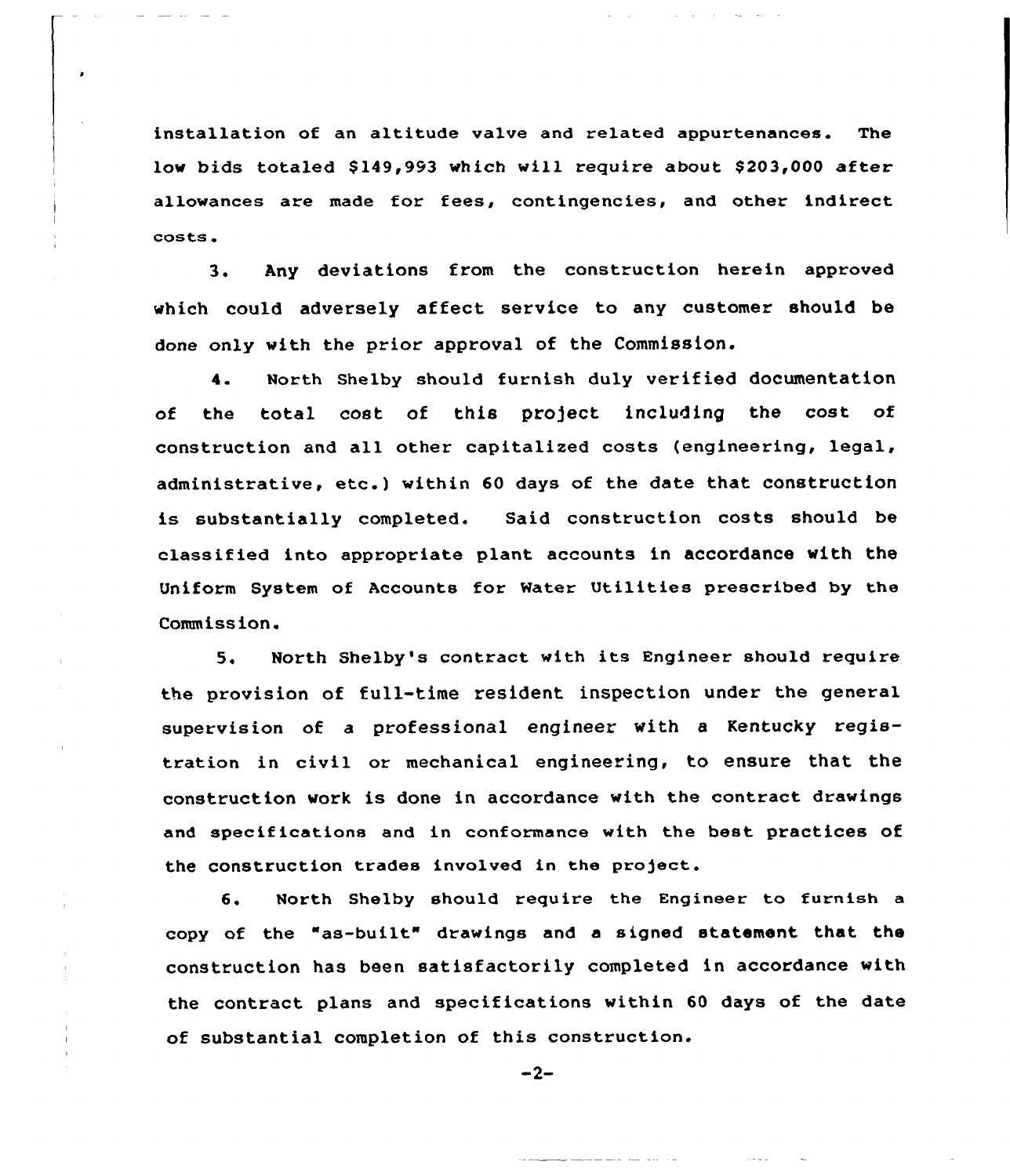installation of an altitude valve and related appurtenances. The low bids totaled $149,993 which will require about $203,000 after allowances are made for fees, contingencies, and other indirect costs.

3. Any deviations from the construction herein approved which could adversely affect service to any customer should be done only with the prior approval of the Commission.

4. North Shelby should furnish duly verified documentation of the total cost of this project including the cost of construction and all other capitalized costs (engineering, legal, administrative, etc.) within 60 days of the date that construction is substantially completed. Said construction costs should be classified into appropriate plant accounts in accordance with the Uniform System of Accounts for Water Utilities prescribed by the Commission.

5. North Shelby's contract with its Engineer should require the provision of full-time resident inspection under the general supervision of a professional engineer with a Kentucky registration in civil or mechanical engineering, to ensure that the construction work is done in accordance with the contract drawings and specifications and in conformance with the best practices of the construction trades involved in the project.

6. North Shelby should require the Engineer to furnish a copy of the "as-built" drawings and a signed statement that the construction has been satisfactorily completed in accordance with the contract plans and specifications within 60 days of the date of substantial completion of this construction.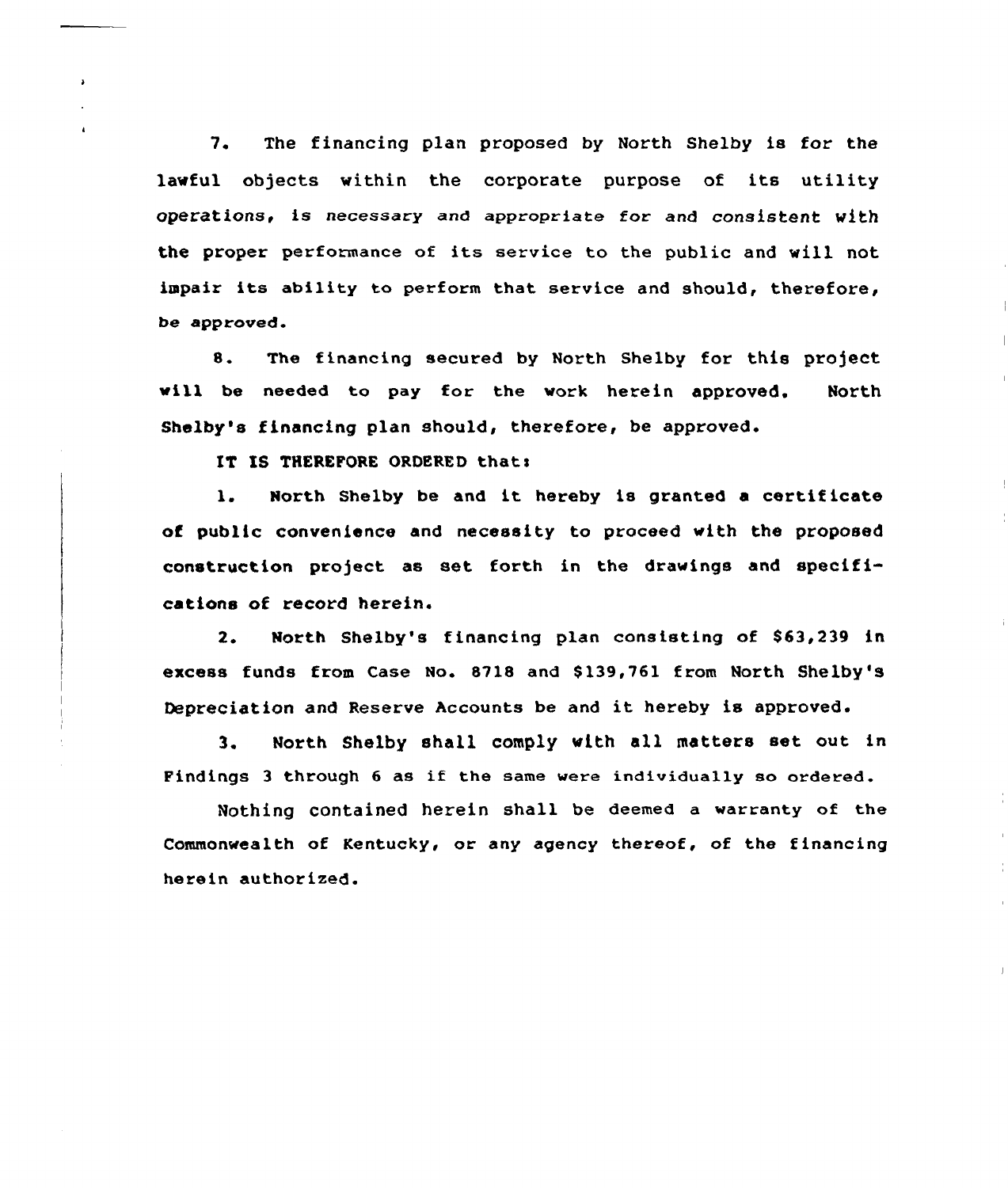7. The financing plan proposed by North Shelby is for the lawful objects within the corporate purpose of its utility operations, is necessary and appropriate for and consistent with the proper performance of its service to the public and will not impair its ability to perform that service and should, therefore, be approved.

8. The financing secured by North Shelby for this project will be needed to pay for the work herein approved. North Shelby's financing plan should, therefore, be approved.

IT IS THEREFORE ORDERED that:

1. North Shelby be and it hereby is granted a certificate of public convenience and necessity to proceed with the proposed construction project as set forth in the drawings and specifications of record herein.

2. North Shelby's financing plan consisting of $63,239 in excess funds from Case No. 8718 and $139,761 from North Shelby's Depreciation and Reserve Accounts be and it hereby is approved.

3. North Shelby shall comply with all matters set out in Findings 3 through 6 as if the same were individually so ordered.

Nothing contained herein shall be deemed a warranty of the Commonwealth of Kentucky, or any agency thereof, of the financing herein authorized.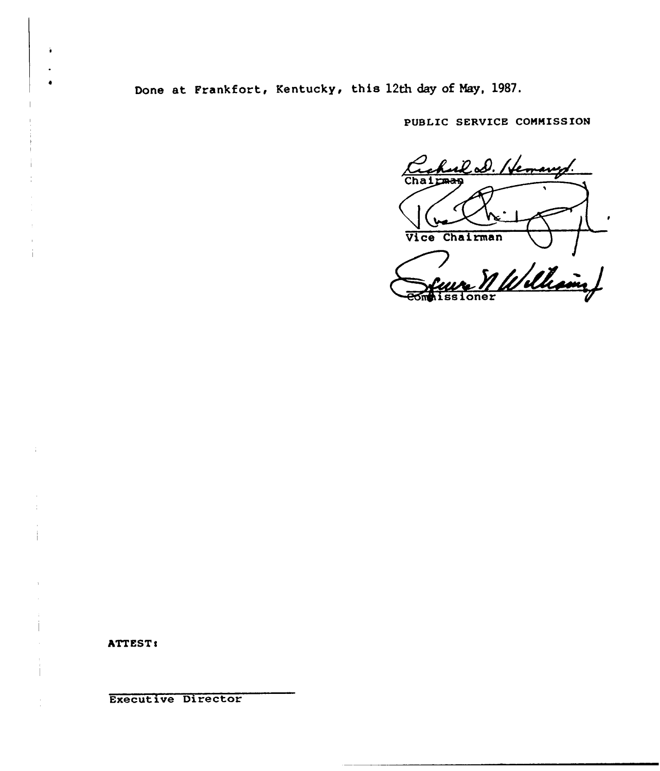Done at Frankfort, Kentucky, this 12th day of May, 1987.

PUBLIC SERVICE COMMISSION

Chairman

Vice Chairman

Commissioner

ATTEST:

Executive Director